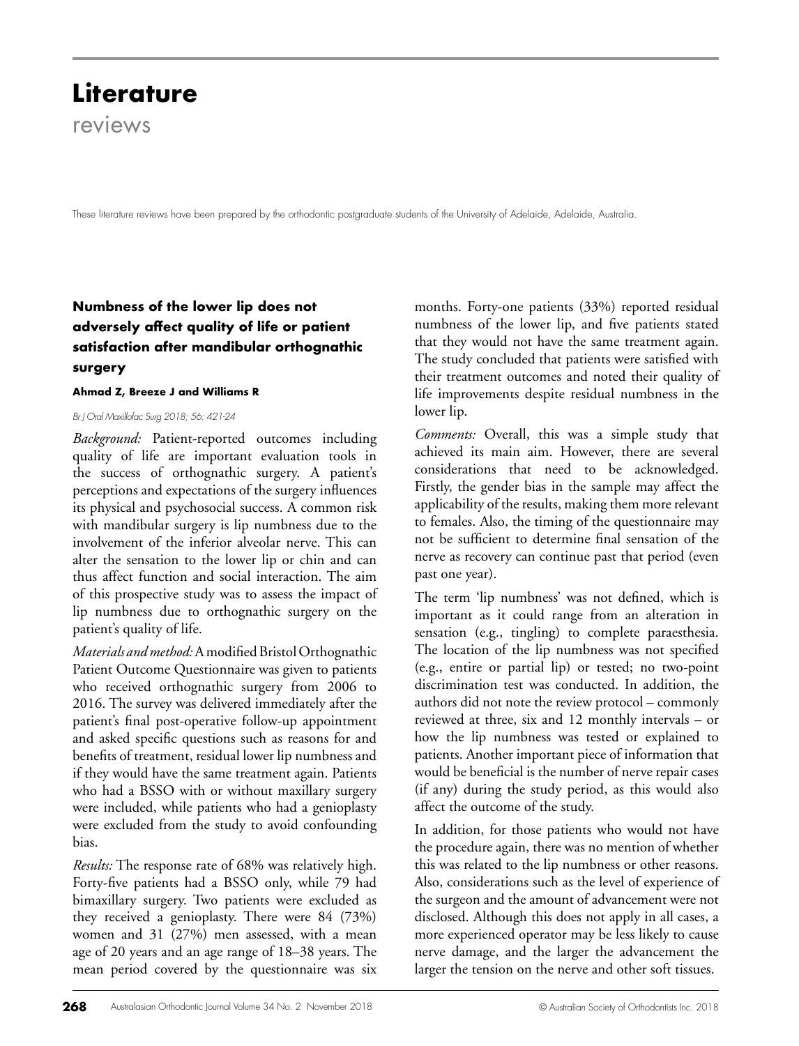# Literature

reviews

These literature reviews have been prepared by the orthodontic postgraduate students of the University of Adelaide, Adelaide, Australia.

### Numbness of the lower lip does not adversely affect quality of life or patient satisfaction after mandibular orthognathic surgery

**Ahmad Z, Breeze J and Williams R**

*Br J Oral Maxillofac Surg 2018; 56: 421-24*

*Background:* Patient-reported outcomes including quality of life are important evaluation tools in the success of orthognathic surgery. A patient's perceptions and expectations of the surgery influences its physical and psychosocial success. A common risk with mandibular surgery is lip numbness due to the involvement of the inferior alveolar nerve. This can alter the sensation to the lower lip or chin and can thus affect function and social interaction. The aim of this prospective study was to assess the impact of lip numbness due to orthognathic surgery on the patient's quality of life.

*Materials and method:* A modified Bristol Orthognathic Patient Outcome Questionnaire was given to patients who received orthognathic surgery from 2006 to 2016. The survey was delivered immediately after the patient's final post-operative follow-up appointment and asked specific questions such as reasons for and benefits of treatment, residual lower lip numbness and if they would have the same treatment again. Patients who had a BSSO with or without maxillary surgery were included, while patients who had a genioplasty were excluded from the study to avoid confounding bias.

*Results:* The response rate of 68% was relatively high. Forty-five patients had a BSSO only, while 79 had bimaxillary surgery. Two patients were excluded as they received a genioplasty. There were 84 (73%) women and 31 (27%) men assessed, with a mean age of 20 years and an age range of 18–38 years. The mean period covered by the questionnaire was six months. Forty-one patients (33%) reported residual numbness of the lower lip, and five patients stated that they would not have the same treatment again. The study concluded that patients were satisfied with their treatment outcomes and noted their quality of life improvements despite residual numbness in the lower lip.

*Comments:* Overall, this was a simple study that achieved its main aim. However, there are several considerations that need to be acknowledged. Firstly, the gender bias in the sample may affect the applicability of the results, making them more relevant to females. Also, the timing of the questionnaire may not be sufficient to determine final sensation of the nerve as recovery can continue past that period (even past one year).

The term 'lip numbness' was not defined, which is important as it could range from an alteration in sensation (e.g., tingling) to complete paraesthesia. The location of the lip numbness was not specified (e.g., entire or partial lip) or tested; no two-point discrimination test was conducted. In addition, the authors did not note the review protocol – commonly reviewed at three, six and 12 monthly intervals – or how the lip numbness was tested or explained to patients. Another important piece of information that would be beneficial is the number of nerve repair cases (if any) during the study period, as this would also affect the outcome of the study.

In addition, for those patients who would not have the procedure again, there was no mention of whether this was related to the lip numbness or other reasons. Also, considerations such as the level of experience of the surgeon and the amount of advancement were not disclosed. Although this does not apply in all cases, a more experienced operator may be less likely to cause nerve damage, and the larger the advancement the larger the tension on the nerve and other soft tissues.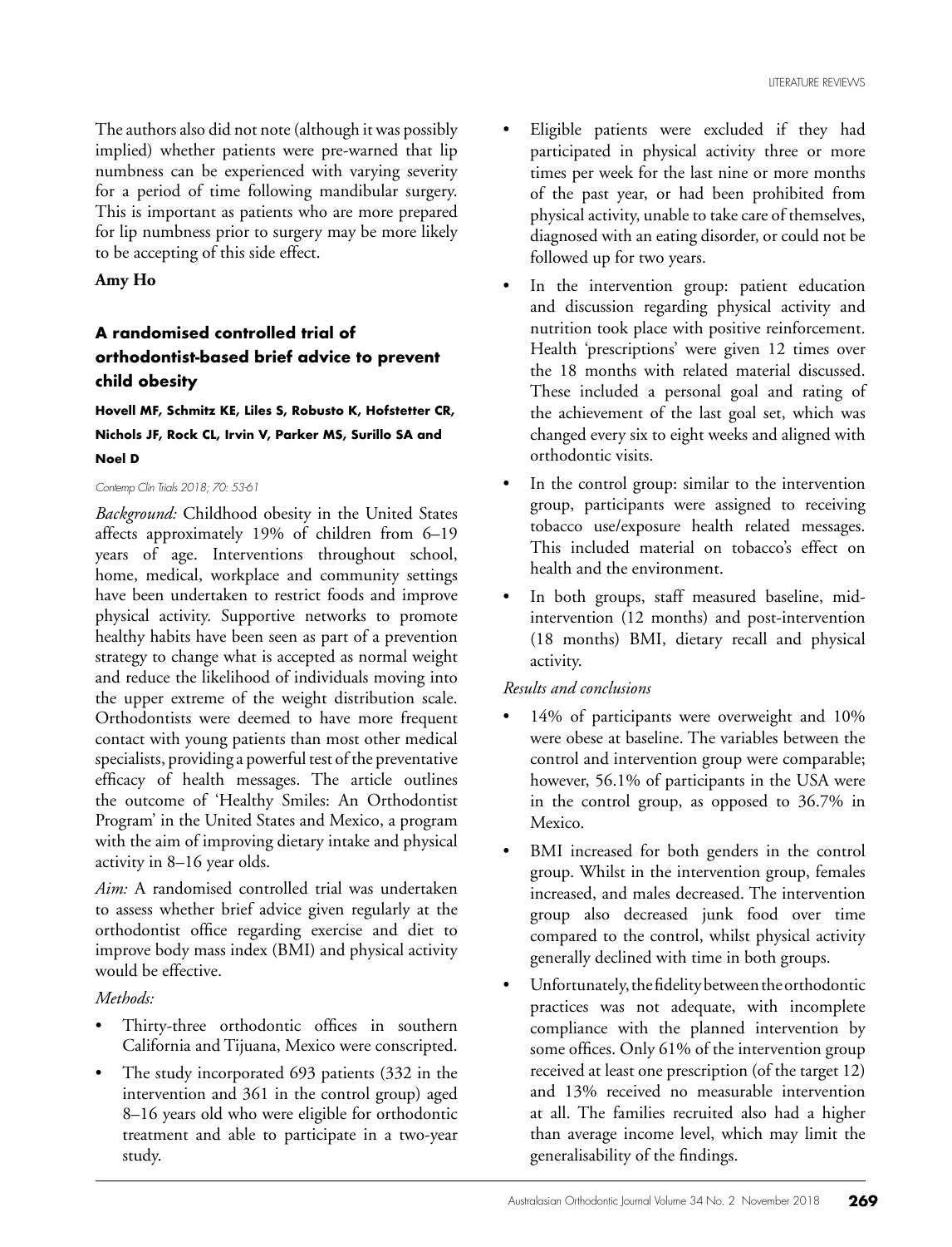The authors also did not note (although it was possibly implied) whether patients were pre-warned that lip numbness can be experienced with varying severity for a period of time following mandibular surgery. This is important as patients who are more prepared for lip numbness prior to surgery may be more likely to be accepting of this side effect.

**Amy Ho**

### A randomised controlled trial of orthodontist-based brief advice to prevent child obesity

**Hovell MF, Schmitz KE, Liles S, Robusto K, Hofstetter CR, Nichols JF, Rock CL, Irvin V, Parker MS, Surillo SA and Noel D**

*Contemp Clin Trials 2018; 70: 53-61*

*Background:* Childhood obesity in the United States affects approximately 19% of children from 6–19 years of age. Interventions throughout school, home, medical, workplace and community settings have been undertaken to restrict foods and improve physical activity. Supportive networks to promote healthy habits have been seen as part of a prevention strategy to change what is accepted as normal weight and reduce the likelihood of individuals moving into the upper extreme of the weight distribution scale. Orthodontists were deemed to have more frequent contact with young patients than most other medical specialists, providing a powerful test of the preventative efficacy of health messages. The article outlines the outcome of 'Healthy Smiles: An Orthodontist Program' in the United States and Mexico, a program with the aim of improving dietary intake and physical activity in 8–16 year olds.

*Aim:* A randomised controlled trial was undertaken to assess whether brief advice given regularly at the orthodontist office regarding exercise and diet to improve body mass index (BMI) and physical activity would be effective.

*Methods:*

- Thirty-three orthodontic offices in southern California and Tijuana, Mexico were conscripted.
- The study incorporated 693 patients (332 in the intervention and 361 in the control group) aged 8–16 years old who were eligible for orthodontic treatment and able to participate in a two-year study.
- Eligible patients were excluded if they had participated in physical activity three or more times per week for the last nine or more months of the past year, or had been prohibited from physical activity, unable to take care of themselves, diagnosed with an eating disorder, or could not be followed up for two years.
- In the intervention group: patient education and discussion regarding physical activity and nutrition took place with positive reinforcement. Health 'prescriptions' were given 12 times over the 18 months with related material discussed. These included a personal goal and rating of the achievement of the last goal set, which was changed every six to eight weeks and aligned with orthodontic visits.
- In the control group: similar to the intervention group, participants were assigned to receiving tobacco use/exposure health related messages. This included material on tobacco's effect on health and the environment.
- In both groups, staff measured baseline, mid-intervention (12 months) and post-intervention (18 months) BMI, dietary recall and physical activity.

*Results and conclusions*

- 14% of participants were overweight and 10% were obese at baseline. The variables between the control and intervention group were comparable; however, 56.1% of participants in the USA were in the control group, as opposed to 36.7% in Mexico.
- BMI increased for both genders in the control group. Whilst in the intervention group, females increased, and males decreased. The intervention group also decreased junk food over time compared to the control, whilst physical activity generally declined with time in both groups.
- Unfortunately, the fidelity between the orthodontic practices was not adequate, with incomplete compliance with the planned intervention by some offices. Only 61% of the intervention group received at least one prescription (of the target 12) and 13% received no measurable intervention at all. The families recruited also had a higher than average income level, which may limit the generalisability of the findings.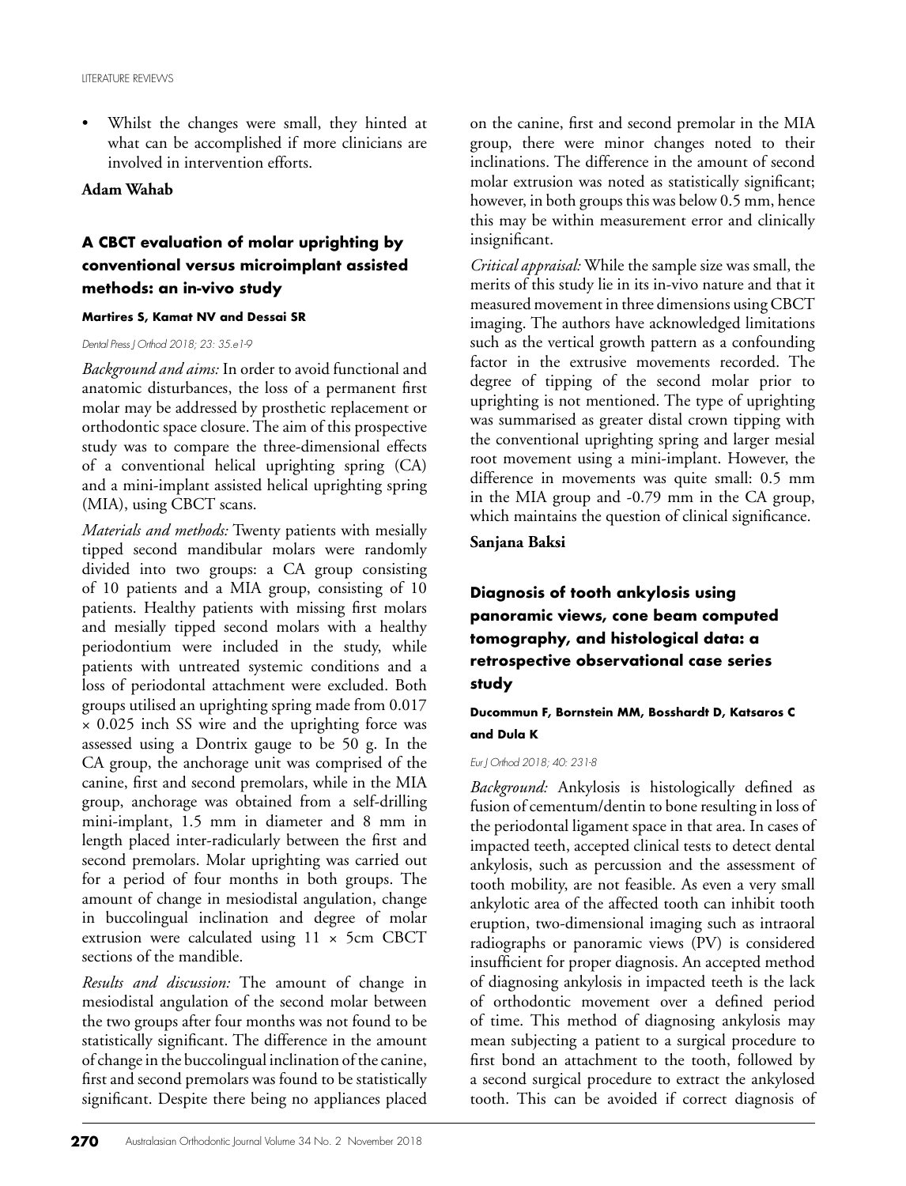- Whilst the changes were small, they hinted at what can be accomplished if more clinicians are involved in intervention efforts.

**Adam Wahab**

## A CBCT evaluation of molar uprighting by conventional versus microimplant assisted methods: an in-vivo study

**Martires S, Kamat NV and Dessai SR**

*Dental Press J Orthod 2018; 23: 35.e1-9*

*Background and aims:* In order to avoid functional and anatomic disturbances, the loss of a permanent first molar may be addressed by prosthetic replacement or orthodontic space closure. The aim of this prospective study was to compare the three-dimensional effects of a conventional helical uprighting spring (CA) and a mini-implant assisted helical uprighting spring (MIA), using CBCT scans.

*Materials and methods:* Twenty patients with mesially tipped second mandibular molars were randomly divided into two groups: a CA group consisting of 10 patients and a MIA group, consisting of 10 patients. Healthy patients with missing first molars and mesially tipped second molars with a healthy periodontium were included in the study, while patients with untreated systemic conditions and a loss of periodontal attachment were excluded. Both groups utilised an uprighting spring made from 0.017 × 0.025 inch SS wire and the uprighting force was assessed using a Dontrix gauge to be 50 g. In the CA group, the anchorage unit was comprised of the canine, first and second premolars, while in the MIA group, anchorage was obtained from a self-drilling mini-implant, 1.5 mm in diameter and 8 mm in length placed inter-radicularly between the first and second premolars. Molar uprighting was carried out for a period of four months in both groups. The amount of change in mesiodistal angulation, change in buccolingual inclination and degree of molar extrusion were calculated using 11 × 5cm CBCT sections of the mandible.

*Results and discussion:* The amount of change in mesiodistal angulation of the second molar between the two groups after four months was not found to be statistically significant. The difference in the amount of change in the buccolingual inclination of the canine, first and second premolars was found to be statistically significant. Despite there being no appliances placed on the canine, first and second premolar in the MIA group, there were minor changes noted to their inclinations. The difference in the amount of second molar extrusion was noted as statistically significant; however, in both groups this was below 0.5 mm, hence this may be within measurement error and clinically insignificant.

*Critical appraisal:* While the sample size was small, the merits of this study lie in its in-vivo nature and that it measured movement in three dimensions using CBCT imaging. The authors have acknowledged limitations such as the vertical growth pattern as a confounding factor in the extrusive movements recorded. The degree of tipping of the second molar prior to uprighting is not mentioned. The type of uprighting was summarised as greater distal crown tipping with the conventional uprighting spring and larger mesial root movement using a mini-implant. However, the difference in movements was quite small: 0.5 mm in the MIA group and -0.79 mm in the CA group, which maintains the question of clinical significance.

**Sanjana Baksi**

## Diagnosis of tooth ankylosis using panoramic views, cone beam computed tomography, and histological data: a retrospective observational case series study

**Ducommun F, Bornstein MM, Bosshardt D, Katsaros C and Dula K**

*Eur J Orthod 2018; 40: 231-8*

*Background:* Ankylosis is histologically defined as fusion of cementum/dentin to bone resulting in loss of the periodontal ligament space in that area. In cases of impacted teeth, accepted clinical tests to detect dental ankylosis, such as percussion and the assessment of tooth mobility, are not feasible. As even a very small ankylotic area of the affected tooth can inhibit tooth eruption, two-dimensional imaging such as intraoral radiographs or panoramic views (PV) is considered insufficient for proper diagnosis. An accepted method of diagnosing ankylosis in impacted teeth is the lack of orthodontic movement over a defined period of time. This method of diagnosing ankylosis may mean subjecting a patient to a surgical procedure to first bond an attachment to the tooth, followed by a second surgical procedure to extract the ankylosed tooth. This can be avoided if correct diagnosis of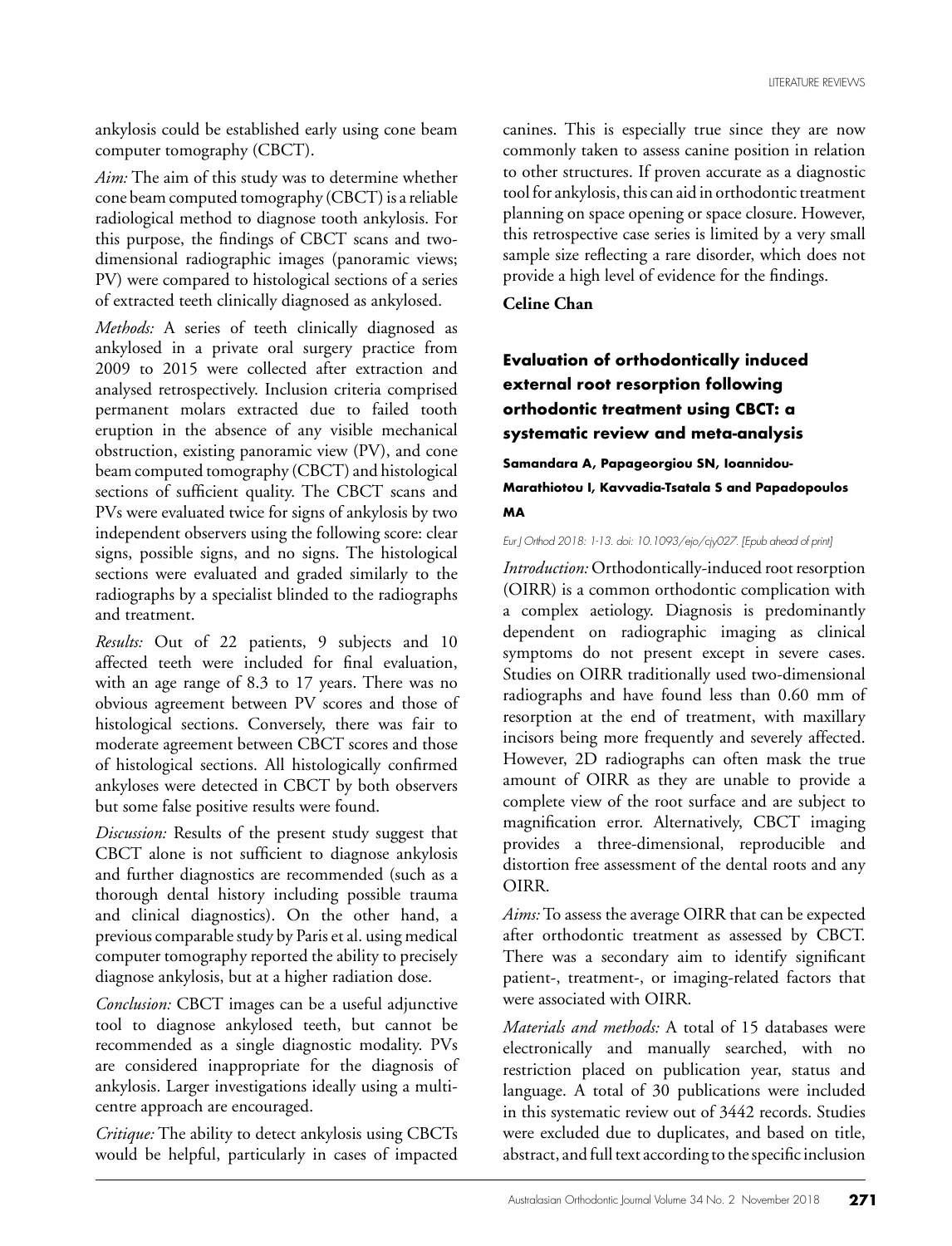ankylosis could be established early using cone beam computer tomography (CBCT).

*Aim:* The aim of this study was to determine whether cone beam computed tomography (CBCT) is a reliable radiological method to diagnose tooth ankylosis. For this purpose, the findings of CBCT scans and two-dimensional radiographic images (panoramic views; PV) were compared to histological sections of a series of extracted teeth clinically diagnosed as ankylosed.

*Methods:* A series of teeth clinically diagnosed as ankylosed in a private oral surgery practice from 2009 to 2015 were collected after extraction and analysed retrospectively. Inclusion criteria comprised permanent molars extracted due to failed tooth eruption in the absence of any visible mechanical obstruction, existing panoramic view (PV), and cone beam computed tomography (CBCT) and histological sections of sufficient quality. The CBCT scans and PVs were evaluated twice for signs of ankylosis by two independent observers using the following score: clear signs, possible signs, and no signs. The histological sections were evaluated and graded similarly to the radiographs by a specialist blinded to the radiographs and treatment.

*Results:* Out of 22 patients, 9 subjects and 10 affected teeth were included for final evaluation, with an age range of 8.3 to 17 years. There was no obvious agreement between PV scores and those of histological sections. Conversely, there was fair to moderate agreement between CBCT scores and those of histological sections. All histologically confirmed ankyloses were detected in CBCT by both observers but some false positive results were found.

*Discussion:* Results of the present study suggest that CBCT alone is not sufficient to diagnose ankylosis and further diagnostics are recommended (such as a thorough dental history including possible trauma and clinical diagnostics). On the other hand, a previous comparable study by Paris et al. using medical computer tomography reported the ability to precisely diagnose ankylosis, but at a higher radiation dose.

*Conclusion:* CBCT images can be a useful adjunctive tool to diagnose ankylosed teeth, but cannot be recommended as a single diagnostic modality. PVs are considered inappropriate for the diagnosis of ankylosis. Larger investigations ideally using a multi-centre approach are encouraged.

*Critique:* The ability to detect ankylosis using CBCTs would be helpful, particularly in cases of impacted canines. This is especially true since they are now commonly taken to assess canine position in relation to other structures. If proven accurate as a diagnostic tool for ankylosis, this can aid in orthodontic treatment planning on space opening or space closure. However, this retrospective case series is limited by a very small sample size reflecting a rare disorder, which does not provide a high level of evidence for the findings.

**Celine Chan**

## Evaluation of orthodontically induced external root resorption following orthodontic treatment using CBCT: a systematic review and meta-analysis

**Samandara A, Papageorgiou SN, Ioannidou-Marathiotou I, Kavvadia-Tsatala S and Papadopoulos MA**

*Eur J Orthod 2018: 1-13. doi: 10.1093/ejo/cjy027. [Epub ahead of print]*

*Introduction:* Orthodontically-induced root resorption (OIRR) is a common orthodontic complication with a complex aetiology. Diagnosis is predominantly dependent on radiographic imaging as clinical symptoms do not present except in severe cases. Studies on OIRR traditionally used two-dimensional radiographs and have found less than 0.60 mm of resorption at the end of treatment, with maxillary incisors being more frequently and severely affected. However, 2D radiographs can often mask the true amount of OIRR as they are unable to provide a complete view of the root surface and are subject to magnification error. Alternatively, CBCT imaging provides a three-dimensional, reproducible and distortion free assessment of the dental roots and any OIRR.

*Aims:* To assess the average OIRR that can be expected after orthodontic treatment as assessed by CBCT. There was a secondary aim to identify significant patient-, treatment-, or imaging-related factors that were associated with OIRR.

*Materials and methods:* A total of 15 databases were electronically and manually searched, with no restriction placed on publication year, status and language. A total of 30 publications were included in this systematic review out of 3442 records. Studies were excluded due to duplicates, and based on title, abstract, and full text according to the specific inclusion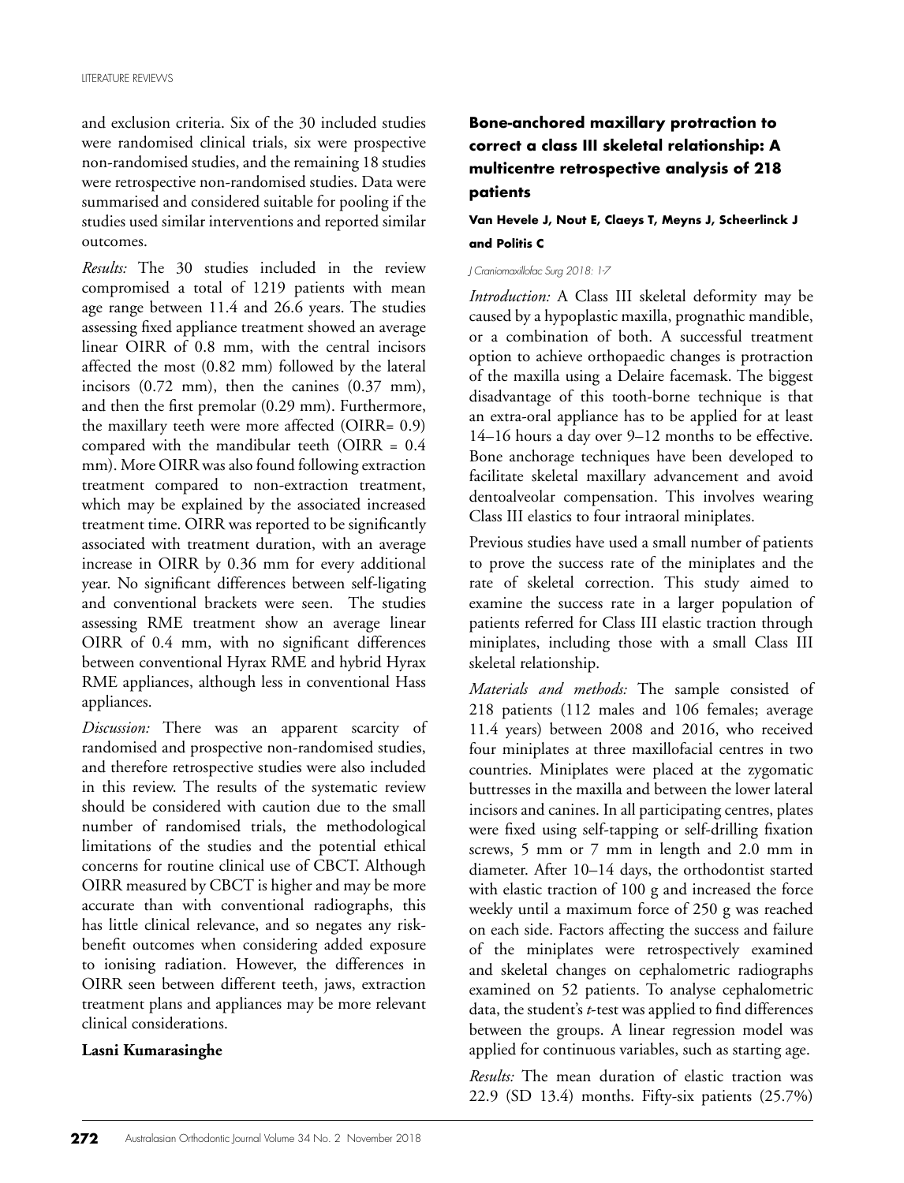and exclusion criteria. Six of the 30 included studies were randomised clinical trials, six were prospective non-randomised studies, and the remaining 18 studies were retrospective non-randomised studies. Data were summarised and considered suitable for pooling if the studies used similar interventions and reported similar outcomes.

*Results:* The 30 studies included in the review compromised a total of 1219 patients with mean age range between 11.4 and 26.6 years. The studies assessing fixed appliance treatment showed an average linear OIRR of 0.8 mm, with the central incisors affected the most (0.82 mm) followed by the lateral incisors (0.72 mm), then the canines (0.37 mm), and then the first premolar (0.29 mm). Furthermore, the maxillary teeth were more affected (OIRR= 0.9) compared with the mandibular teeth (OIRR = 0.4 mm). More OIRR was also found following extraction treatment compared to non-extraction treatment, which may be explained by the associated increased treatment time. OIRR was reported to be significantly associated with treatment duration, with an average increase in OIRR by 0.36 mm for every additional year. No significant differences between self-ligating and conventional brackets were seen. The studies assessing RME treatment show an average linear OIRR of 0.4 mm, with no significant differences between conventional Hyrax RME and hybrid Hyrax RME appliances, although less in conventional Hass appliances.

*Discussion:* There was an apparent scarcity of randomised and prospective non-randomised studies, and therefore retrospective studies were also included in this review. The results of the systematic review should be considered with caution due to the small number of randomised trials, the methodological limitations of the studies and the potential ethical concerns for routine clinical use of CBCT. Although OIRR measured by CBCT is higher and may be more accurate than with conventional radiographs, this has little clinical relevance, and so negates any risk-benefit outcomes when considering added exposure to ionising radiation. However, the differences in OIRR seen between different teeth, jaws, extraction treatment plans and appliances may be more relevant clinical considerations.

**Lasni Kumarasinghe**

## Bone-anchored maxillary protraction to correct a class III skeletal relationship: A multicentre retrospective analysis of 218 patients

**Van Hevele J, Nout E, Claeys T, Meyns J, Scheerlinck J and Politis C**

*J Craniomaxillofac Surg 2018: 1-7*

*Introduction:* A Class III skeletal deformity may be caused by a hypoplastic maxilla, prognathic mandible, or a combination of both. A successful treatment option to achieve orthopaedic changes is protraction of the maxilla using a Delaire facemask. The biggest disadvantage of this tooth-borne technique is that an extra-oral appliance has to be applied for at least 14–16 hours a day over 9–12 months to be effective. Bone anchorage techniques have been developed to facilitate skeletal maxillary advancement and avoid dentoalveolar compensation. This involves wearing Class III elastics to four intraoral miniplates.

Previous studies have used a small number of patients to prove the success rate of the miniplates and the rate of skeletal correction. This study aimed to examine the success rate in a larger population of patients referred for Class III elastic traction through miniplates, including those with a small Class III skeletal relationship.

*Materials and methods:* The sample consisted of 218 patients (112 males and 106 females; average 11.4 years) between 2008 and 2016, who received four miniplates at three maxillofacial centres in two countries. Miniplates were placed at the zygomatic buttresses in the maxilla and between the lower lateral incisors and canines. In all participating centres, plates were fixed using self-tapping or self-drilling fixation screws, 5 mm or 7 mm in length and 2.0 mm in diameter. After 10–14 days, the orthodontist started with elastic traction of 100 g and increased the force weekly until a maximum force of 250 g was reached on each side. Factors affecting the success and failure of the miniplates were retrospectively examined and skeletal changes on cephalometric radiographs examined on 52 patients. To analyse cephalometric data, the student's *t*-test was applied to find differences between the groups. A linear regression model was applied for continuous variables, such as starting age.

*Results:* The mean duration of elastic traction was 22.9 (SD 13.4) months. Fifty-six patients (25.7%)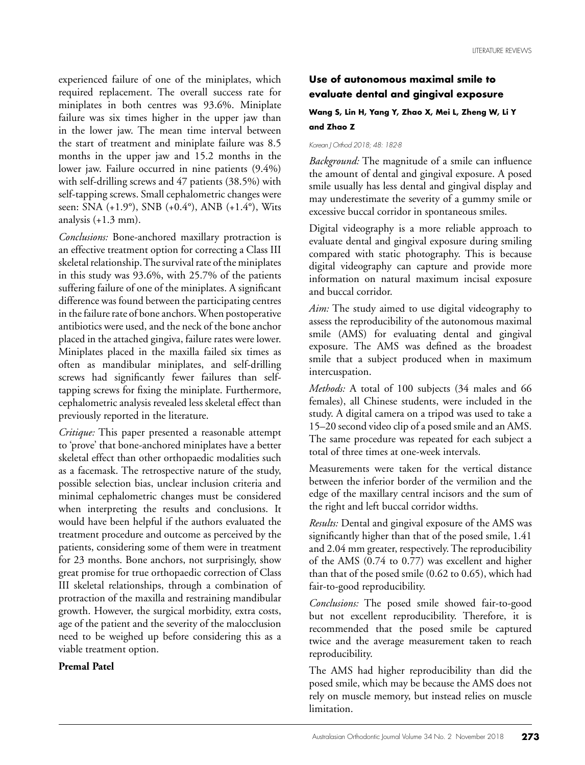experienced failure of one of the miniplates, which required replacement. The overall success rate for miniplates in both centres was 93.6%. Miniplate failure was six times higher in the upper jaw than in the lower jaw. The mean time interval between the start of treatment and miniplate failure was 8.5 months in the upper jaw and 15.2 months in the lower jaw. Failure occurred in nine patients (9.4%) with self-drilling screws and 47 patients (38.5%) with self-tapping screws. Small cephalometric changes were seen: SNA (+1.9°), SNB (+0.4°), ANB (+1.4°), Wits analysis (+1.3 mm).

*Conclusions:* Bone-anchored maxillary protraction is an effective treatment option for correcting a Class III skeletal relationship. The survival rate of the miniplates in this study was 93.6%, with 25.7% of the patients suffering failure of one of the miniplates. A significant difference was found between the participating centres in the failure rate of bone anchors. When postoperative antibiotics were used, and the neck of the bone anchor placed in the attached gingiva, failure rates were lower. Miniplates placed in the maxilla failed six times as often as mandibular miniplates, and self-drilling screws had significantly fewer failures than self-tapping screws for fixing the miniplate. Furthermore, cephalometric analysis revealed less skeletal effect than previously reported in the literature.

*Critique:* This paper presented a reasonable attempt to 'prove' that bone-anchored miniplates have a better skeletal effect than other orthopaedic modalities such as a facemask. The retrospective nature of the study, possible selection bias, unclear inclusion criteria and minimal cephalometric changes must be considered when interpreting the results and conclusions. It would have been helpful if the authors evaluated the treatment procedure and outcome as perceived by the patients, considering some of them were in treatment for 23 months. Bone anchors, not surprisingly, show great promise for true orthopaedic correction of Class III skeletal relationships, through a combination of protraction of the maxilla and restraining mandibular growth. However, the surgical morbidity, extra costs, age of the patient and the severity of the malocclusion need to be weighed up before considering this as a viable treatment option.

**Premal Patel**

## Use of autonomous maximal smile to evaluate dental and gingival exposure

**Wang S, Lin H, Yang Y, Zhao X, Mei L, Zheng W, Li Y and Zhao Z**

*Korean J Orthod 2018; 48: 182-8*

*Background:* The magnitude of a smile can influence the amount of dental and gingival exposure. A posed smile usually has less dental and gingival display and may underestimate the severity of a gummy smile or excessive buccal corridor in spontaneous smiles.

Digital videography is a more reliable approach to evaluate dental and gingival exposure during smiling compared with static photography. This is because digital videography can capture and provide more information on natural maximum incisal exposure and buccal corridor.

*Aim:* The study aimed to use digital videography to assess the reproducibility of the autonomous maximal smile (AMS) for evaluating dental and gingival exposure. The AMS was defined as the broadest smile that a subject produced when in maximum intercuspation.

*Methods:* A total of 100 subjects (34 males and 66 females), all Chinese students, were included in the study. A digital camera on a tripod was used to take a 15–20 second video clip of a posed smile and an AMS. The same procedure was repeated for each subject a total of three times at one-week intervals.

Measurements were taken for the vertical distance between the inferior border of the vermilion and the edge of the maxillary central incisors and the sum of the right and left buccal corridor widths.

*Results:* Dental and gingival exposure of the AMS was significantly higher than that of the posed smile, 1.41 and 2.04 mm greater, respectively. The reproducibility of the AMS (0.74 to 0.77) was excellent and higher than that of the posed smile (0.62 to 0.65), which had fair-to-good reproducibility.

*Conclusions:* The posed smile showed fair-to-good but not excellent reproducibility. Therefore, it is recommended that the posed smile be captured twice and the average measurement taken to reach reproducibility.

The AMS had higher reproducibility than did the posed smile, which may be because the AMS does not rely on muscle memory, but instead relies on muscle limitation.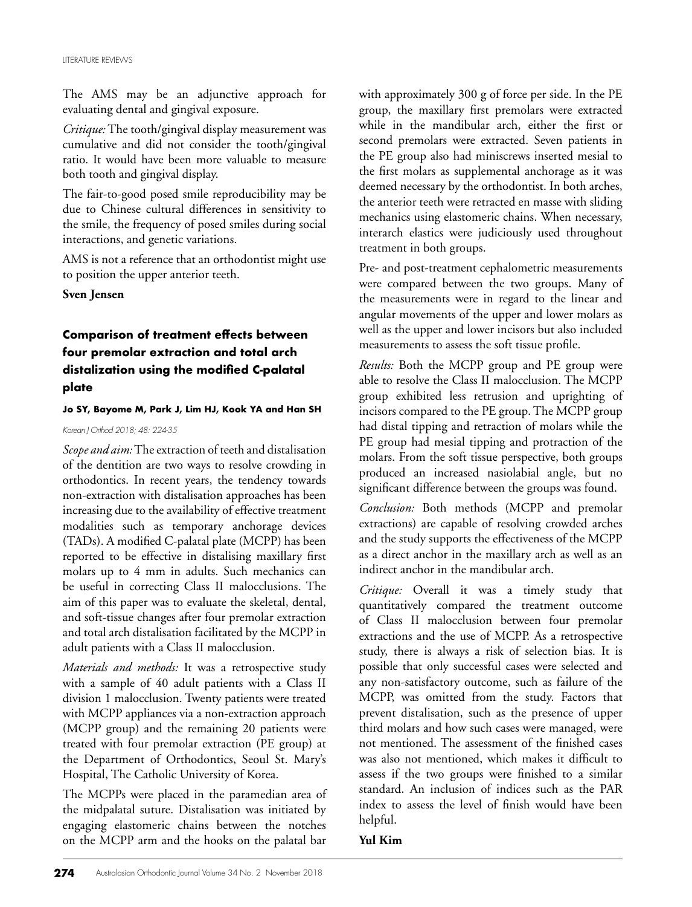The AMS may be an adjunctive approach for evaluating dental and gingival exposure.

*Critique:* The tooth/gingival display measurement was cumulative and did not consider the tooth/gingival ratio. It would have been more valuable to measure both tooth and gingival display.

The fair-to-good posed smile reproducibility may be due to Chinese cultural differences in sensitivity to the smile, the frequency of posed smiles during social interactions, and genetic variations.

AMS is not a reference that an orthodontist might use to position the upper anterior teeth.

**Sven Jensen**

## Comparison of treatment effects between four premolar extraction and total arch distalization using the modified C-palatal plate

**Jo SY, Bayome M, Park J, Lim HJ, Kook YA and Han SH**

*Korean J Orthod 2018; 48: 224-35*

*Scope and aim:* The extraction of teeth and distalisation of the dentition are two ways to resolve crowding in orthodontics. In recent years, the tendency towards non-extraction with distalisation approaches has been increasing due to the availability of effective treatment modalities such as temporary anchorage devices (TADs). A modified C-palatal plate (MCPP) has been reported to be effective in distalising maxillary first molars up to 4 mm in adults. Such mechanics can be useful in correcting Class II malocclusions. The aim of this paper was to evaluate the skeletal, dental, and soft-tissue changes after four premolar extraction and total arch distalisation facilitated by the MCPP in adult patients with a Class II malocclusion.

*Materials and methods:* It was a retrospective study with a sample of 40 adult patients with a Class II division 1 malocclusion. Twenty patients were treated with MCPP appliances via a non-extraction approach (MCPP group) and the remaining 20 patients were treated with four premolar extraction (PE group) at the Department of Orthodontics, Seoul St. Mary's Hospital, The Catholic University of Korea.

The MCPPs were placed in the paramedian area of the midpalatal suture. Distalisation was initiated by engaging elastomeric chains between the notches on the MCPP arm and the hooks on the palatal bar with approximately 300 g of force per side. In the PE group, the maxillary first premolars were extracted while in the mandibular arch, either the first or second premolars were extracted. Seven patients in the PE group also had miniscrews inserted mesial to the first molars as supplemental anchorage as it was deemed necessary by the orthodontist. In both arches, the anterior teeth were retracted en masse with sliding mechanics using elastomeric chains. When necessary, interarch elastics were judiciously used throughout treatment in both groups.

Pre- and post-treatment cephalometric measurements were compared between the two groups. Many of the measurements were in regard to the linear and angular movements of the upper and lower molars as well as the upper and lower incisors but also included measurements to assess the soft tissue profile.

*Results:* Both the MCPP group and PE group were able to resolve the Class II malocclusion. The MCPP group exhibited less retrusion and uprighting of incisors compared to the PE group. The MCPP group had distal tipping and retraction of molars while the PE group had mesial tipping and protraction of the molars. From the soft tissue perspective, both groups produced an increased nasiolabial angle, but no significant difference between the groups was found.

*Conclusion:* Both methods (MCPP and premolar extractions) are capable of resolving crowded arches and the study supports the effectiveness of the MCPP as a direct anchor in the maxillary arch as well as an indirect anchor in the mandibular arch.

*Critique:* Overall it was a timely study that quantitatively compared the treatment outcome of Class II malocclusion between four premolar extractions and the use of MCPP. As a retrospective study, there is always a risk of selection bias. It is possible that only successful cases were selected and any non-satisfactory outcome, such as failure of the MCPP, was omitted from the study. Factors that prevent distalisation, such as the presence of upper third molars and how such cases were managed, were not mentioned. The assessment of the finished cases was also not mentioned, which makes it difficult to assess if the two groups were finished to a similar standard. An inclusion of indices such as the PAR index to assess the level of finish would have been helpful.

**Yul Kim**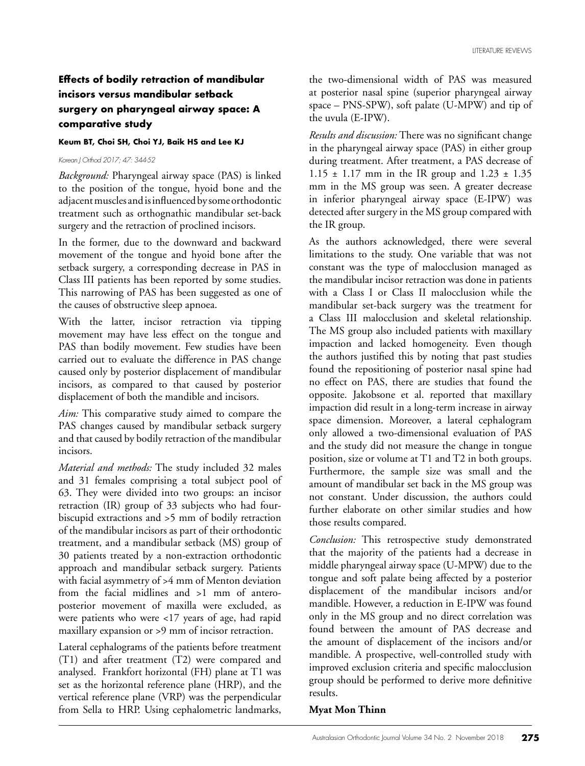## Effects of bodily retraction of mandibular incisors versus mandibular setback surgery on pharyngeal airway space: A comparative study

**Keum BT, Choi SH, Choi YJ, Baik HS and Lee KJ**

*Korean J Orthod 2017; 47: 344-52*

*Background:* Pharyngeal airway space (PAS) is linked to the position of the tongue, hyoid bone and the adjacent muscles and is influenced by some orthodontic treatment such as orthognathic mandibular set-back surgery and the retraction of proclined incisors.

In the former, due to the downward and backward movement of the tongue and hyoid bone after the setback surgery, a corresponding decrease in PAS in Class III patients has been reported by some studies. This narrowing of PAS has been suggested as one of the causes of obstructive sleep apnoea.

With the latter, incisor retraction via tipping movement may have less effect on the tongue and PAS than bodily movement. Few studies have been carried out to evaluate the difference in PAS change caused only by posterior displacement of mandibular incisors, as compared to that caused by posterior displacement of both the mandible and incisors.

*Aim:* This comparative study aimed to compare the PAS changes caused by mandibular setback surgery and that caused by bodily retraction of the mandibular incisors.

*Material and methods:* The study included 32 males and 31 females comprising a total subject pool of 63. They were divided into two groups: an incisor retraction (IR) group of 33 subjects who had four-biscuspid extractions and >5 mm of bodily retraction of the mandibular incisors as part of their orthodontic treatment, and a mandibular setback (MS) group of 30 patients treated by a non-extraction orthodontic approach and mandibular setback surgery. Patients with facial asymmetry of >4 mm of Menton deviation from the facial midlines and >1 mm of antero-posterior movement of maxilla were excluded, as were patients who were <17 years of age, had rapid maxillary expansion or >9 mm of incisor retraction.

Lateral cephalograms of the patients before treatment (T1) and after treatment (T2) were compared and analysed. Frankfort horizontal (FH) plane at T1 was set as the horizontal reference plane (HRP), and the vertical reference plane (VRP) was the perpendicular from Sella to HRP. Using cephalometric landmarks, the two-dimensional width of PAS was measured at posterior nasal spine (superior pharyngeal airway space – PNS-SPW), soft palate (U-MPW) and tip of the uvula (E-IPW).

*Results and discussion:* There was no significant change in the pharyngeal airway space (PAS) in either group during treatment. After treatment, a PAS decrease of $1.15 \pm 1.17$ mm in the IR group and $1.23 \pm 1.35$ mm in the MS group was seen. A greater decrease in inferior pharyngeal airway space (E-IPW) was detected after surgery in the MS group compared with the IR group.

As the authors acknowledged, there were several limitations to the study. One variable that was not constant was the type of malocclusion managed as the mandibular incisor retraction was done in patients with a Class I or Class II malocclusion while the mandibular set-back surgery was the treatment for a Class III malocclusion and skeletal relationship. The MS group also included patients with maxillary impaction and lacked homogeneity. Even though the authors justified this by noting that past studies found the repositioning of posterior nasal spine had no effect on PAS, there are studies that found the opposite. Jakobsone et al. reported that maxillary impaction did result in a long-term increase in airway space dimension. Moreover, a lateral cephalogram only allowed a two-dimensional evaluation of PAS and the study did not measure the change in tongue position, size or volume at T1 and T2 in both groups. Furthermore, the sample size was small and the amount of mandibular set back in the MS group was not constant. Under discussion, the authors could further elaborate on other similar studies and how those results compared.

*Conclusion:* This retrospective study demonstrated that the majority of the patients had a decrease in middle pharyngeal airway space (U-MPW) due to the tongue and soft palate being affected by a posterior displacement of the mandibular incisors and/or mandible. However, a reduction in E-IPW was found only in the MS group and no direct correlation was found between the amount of PAS decrease and the amount of displacement of the incisors and/or mandible. A prospective, well-controlled study with improved exclusion criteria and specific malocclusion group should be performed to derive more definitive results.

**Myat Mon Thinn**